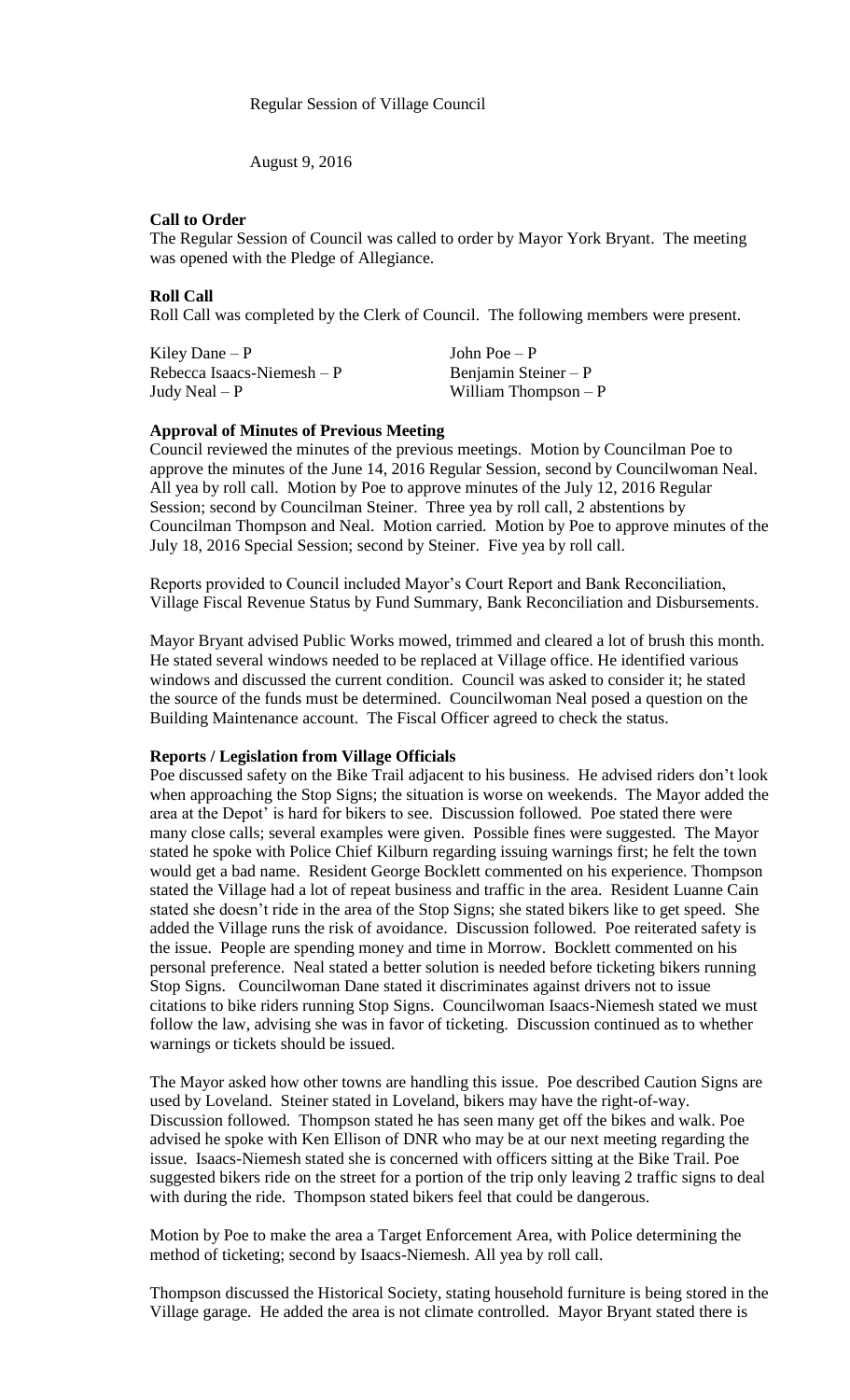Regular Session of Village Council

August 9, 2016

**Call to Order**

The Regular Session of Council was called to order by Mayor York Bryant. The meeting was opened with the Pledge of Allegiance.

**Roll Call**

Roll Call was completed by the Clerk of Council. The following members were present.

| | |
|---|---|
| Kiley Dane – P | John Poe – P |
| Rebecca Isaacs-Niemesh – P | Benjamin Steiner – P |
| Judy Neal – P | William Thompson – P |

**Approval of Minutes of Previous Meeting**

Council reviewed the minutes of the previous meetings. Motion by Councilman Poe to approve the minutes of the June 14, 2016 Regular Session, second by Councilwoman Neal. All yea by roll call. Motion by Poe to approve minutes of the July 12, 2016 Regular Session; second by Councilman Steiner. Three yea by roll call, 2 abstentions by Councilman Thompson and Neal. Motion carried. Motion by Poe to approve minutes of the July 18, 2016 Special Session; second by Steiner. Five yea by roll call.

Reports provided to Council included Mayor's Court Report and Bank Reconciliation, Village Fiscal Revenue Status by Fund Summary, Bank Reconciliation and Disbursements.

Mayor Bryant advised Public Works mowed, trimmed and cleared a lot of brush this month. He stated several windows needed to be replaced at Village office. He identified various windows and discussed the current condition. Council was asked to consider it; he stated the source of the funds must be determined. Councilwoman Neal posed a question on the Building Maintenance account. The Fiscal Officer agreed to check the status.

**Reports / Legislation from Village Officials**

Poe discussed safety on the Bike Trail adjacent to his business. He advised riders don't look when approaching the Stop Signs; the situation is worse on weekends. The Mayor added the area at the Depot' is hard for bikers to see. Discussion followed. Poe stated there were many close calls; several examples were given. Possible fines were suggested. The Mayor stated he spoke with Police Chief Kilburn regarding issuing warnings first; he felt the town would get a bad name. Resident George Bocklett commented on his experience. Thompson stated the Village had a lot of repeat business and traffic in the area. Resident Luanne Cain stated she doesn't ride in the area of the Stop Signs; she stated bikers like to get speed. She added the Village runs the risk of avoidance. Discussion followed. Poe reiterated safety is the issue. People are spending money and time in Morrow. Bocklett commented on his personal preference. Neal stated a better solution is needed before ticketing bikers running Stop Signs. Councilwoman Dane stated it discriminates against drivers not to issue citations to bike riders running Stop Signs. Councilwoman Isaacs-Niemesh stated we must follow the law, advising she was in favor of ticketing. Discussion continued as to whether warnings or tickets should be issued.

The Mayor asked how other towns are handling this issue. Poe described Caution Signs are used by Loveland. Steiner stated in Loveland, bikers may have the right-of-way. Discussion followed. Thompson stated he has seen many get off the bikes and walk. Poe advised he spoke with Ken Ellison of DNR who may be at our next meeting regarding the issue. Isaacs-Niemesh stated she is concerned with officers sitting at the Bike Trail. Poe suggested bikers ride on the street for a portion of the trip only leaving 2 traffic signs to deal with during the ride. Thompson stated bikers feel that could be dangerous.

Motion by Poe to make the area a Target Enforcement Area, with Police determining the method of ticketing; second by Isaacs-Niemesh. All yea by roll call.

Thompson discussed the Historical Society, stating household furniture is being stored in the Village garage. He added the area is not climate controlled. Mayor Bryant stated there is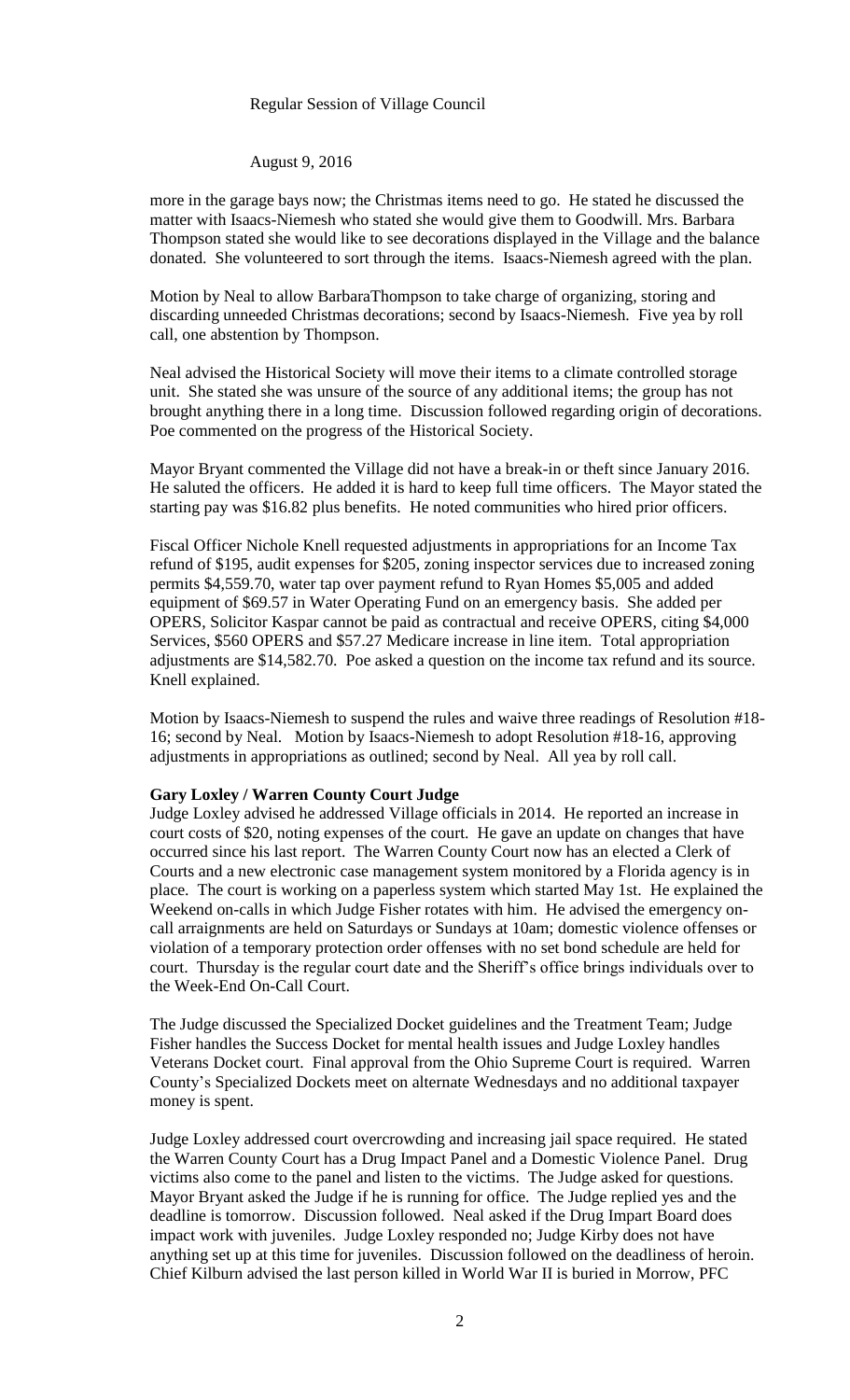more in the garage bays now; the Christmas items need to go. He stated he discussed the matter with Isaacs-Niemesh who stated she would give them to Goodwill. Mrs. Barbara Thompson stated she would like to see decorations displayed in the Village and the balance donated. She volunteered to sort through the items. Isaacs-Niemesh agreed with the plan.

Motion by Neal to allow BarbaraThompson to take charge of organizing, storing and discarding unneeded Christmas decorations; second by Isaacs-Niemesh. Five yea by roll call, one abstention by Thompson.

Neal advised the Historical Society will move their items to a climate controlled storage unit. She stated she was unsure of the source of any additional items; the group has not brought anything there in a long time. Discussion followed regarding origin of decorations. Poe commented on the progress of the Historical Society.

Mayor Bryant commented the Village did not have a break-in or theft since January 2016. He saluted the officers. He added it is hard to keep full time officers. The Mayor stated the starting pay was $16.82 plus benefits. He noted communities who hired prior officers.

Fiscal Officer Nichole Knell requested adjustments in appropriations for an Income Tax refund of $195, audit expenses for $205, zoning inspector services due to increased zoning permits $4,559.70, water tap over payment refund to Ryan Homes $5,005 and added equipment of $69.57 in Water Operating Fund on an emergency basis. She added per OPERS, Solicitor Kaspar cannot be paid as contractual and receive OPERS, citing $4,000 Services, $560 OPERS and $57.27 Medicare increase in line item. Total appropriation adjustments are $14,582.70. Poe asked a question on the income tax refund and its source. Knell explained.

Motion by Isaacs-Niemesh to suspend the rules and waive three readings of Resolution #18-16; second by Neal. Motion by Isaacs-Niemesh to adopt Resolution #18-16, approving adjustments in appropriations as outlined; second by Neal. All yea by roll call.

**Gary Loxley / Warren County Court Judge**

Judge Loxley advised he addressed Village officials in 2014. He reported an increase in court costs of $20, noting expenses of the court. He gave an update on changes that have occurred since his last report. The Warren County Court now has an elected a Clerk of Courts and a new electronic case management system monitored by a Florida agency is in place. The court is working on a paperless system which started May 1st. He explained the Weekend on-calls in which Judge Fisher rotates with him. He advised the emergency on-call arraignments are held on Saturdays or Sundays at 10am; domestic violence offenses or violation of a temporary protection order offenses with no set bond schedule are held for court. Thursday is the regular court date and the Sheriff's office brings individuals over to the Week-End On-Call Court.

The Judge discussed the Specialized Docket guidelines and the Treatment Team; Judge Fisher handles the Success Docket for mental health issues and Judge Loxley handles Veterans Docket court. Final approval from the Ohio Supreme Court is required. Warren County's Specialized Dockets meet on alternate Wednesdays and no additional taxpayer money is spent.

Judge Loxley addressed court overcrowding and increasing jail space required. He stated the Warren County Court has a Drug Impact Panel and a Domestic Violence Panel. Drug victims also come to the panel and listen to the victims. The Judge asked for questions. Mayor Bryant asked the Judge if he is running for office. The Judge replied yes and the deadline is tomorrow. Discussion followed. Neal asked if the Drug Impart Board does impact work with juveniles. Judge Loxley responded no; Judge Kirby does not have anything set up at this time for juveniles. Discussion followed on the deadliness of heroin. Chief Kilburn advised the last person killed in World War II is buried in Morrow, PFC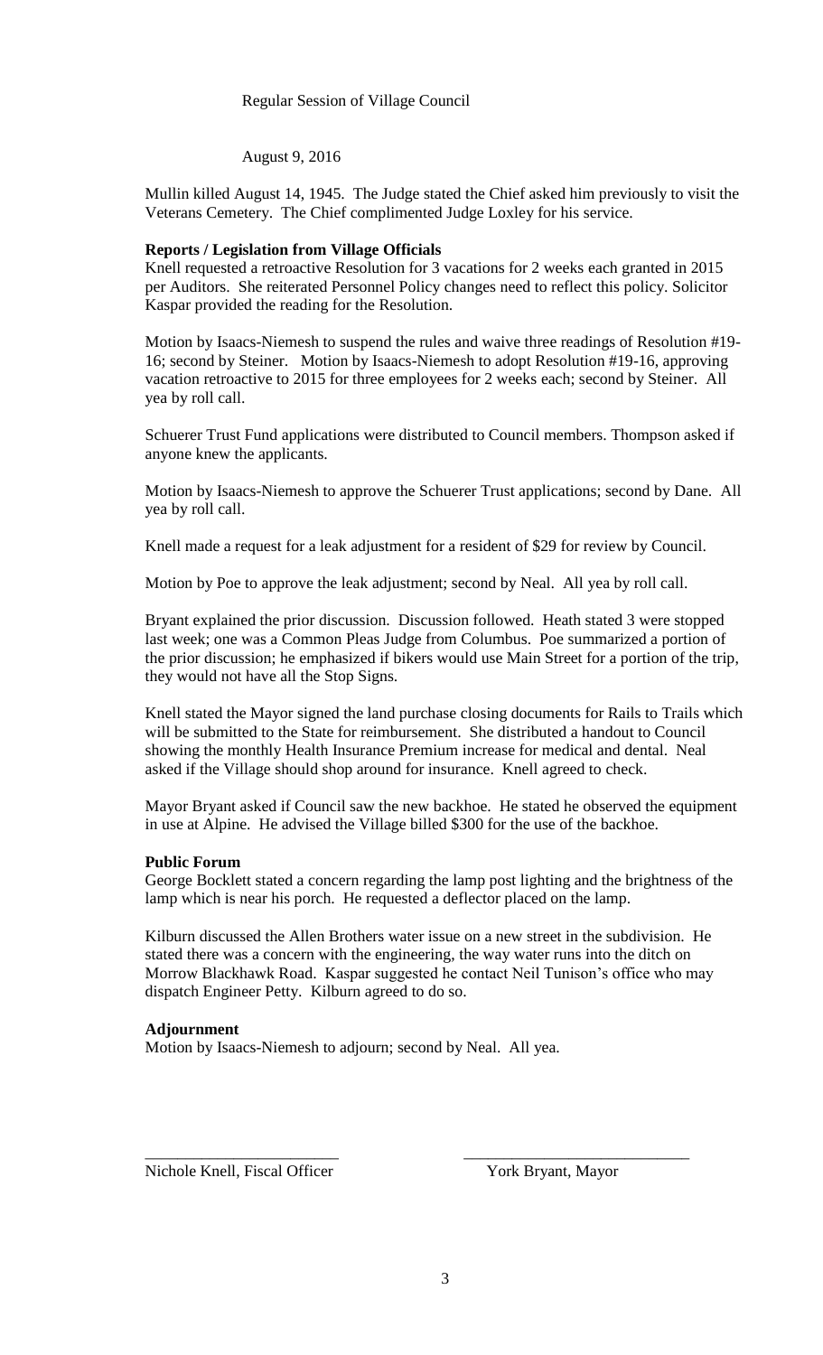Regular Session of Village Council

August 9, 2016

Mullin killed August 14, 1945. The Judge stated the Chief asked him previously to visit the Veterans Cemetery. The Chief complimented Judge Loxley for his service.

**Reports / Legislation from Village Officials**

Knell requested a retroactive Resolution for 3 vacations for 2 weeks each granted in 2015 per Auditors. She reiterated Personnel Policy changes need to reflect this policy. Solicitor Kaspar provided the reading for the Resolution.

Motion by Isaacs-Niemesh to suspend the rules and waive three readings of Resolution #19-16; second by Steiner. Motion by Isaacs-Niemesh to adopt Resolution #19-16, approving vacation retroactive to 2015 for three employees for 2 weeks each; second by Steiner. All yea by roll call.

Schuerer Trust Fund applications were distributed to Council members. Thompson asked if anyone knew the applicants.

Motion by Isaacs-Niemesh to approve the Schuerer Trust applications; second by Dane. All yea by roll call.

Knell made a request for a leak adjustment for a resident of $29 for review by Council.

Motion by Poe to approve the leak adjustment; second by Neal. All yea by roll call.

Bryant explained the prior discussion. Discussion followed. Heath stated 3 were stopped last week; one was a Common Pleas Judge from Columbus. Poe summarized a portion of the prior discussion; he emphasized if bikers would use Main Street for a portion of the trip, they would not have all the Stop Signs.

Knell stated the Mayor signed the land purchase closing documents for Rails to Trails which will be submitted to the State for reimbursement. She distributed a handout to Council showing the monthly Health Insurance Premium increase for medical and dental. Neal asked if the Village should shop around for insurance. Knell agreed to check.

Mayor Bryant asked if Council saw the new backhoe. He stated he observed the equipment in use at Alpine. He advised the Village billed $300 for the use of the backhoe.

**Public Forum**

George Bocklett stated a concern regarding the lamp post lighting and the brightness of the lamp which is near his porch. He requested a deflector placed on the lamp.

Kilburn discussed the Allen Brothers water issue on a new street in the subdivision. He stated there was a concern with the engineering, the way water runs into the ditch on Morrow Blackhawk Road. Kaspar suggested he contact Neil Tunison's office who may dispatch Engineer Petty. Kilburn agreed to do so.

**Adjournment**

Motion by Isaacs-Niemesh to adjourn; second by Neal. All yea.

\_\_\_\_\_\_\_\_\_\_\_\_\_\_\_\_\_\_\_\_\_\_\_\_ \_\_\_\_\_\_\_\_\_\_\_\_\_\_\_\_\_\_\_\_\_\_\_\_\_\_\_\_

Nichole Knell, Fiscal Officer York Bryant, Mayor